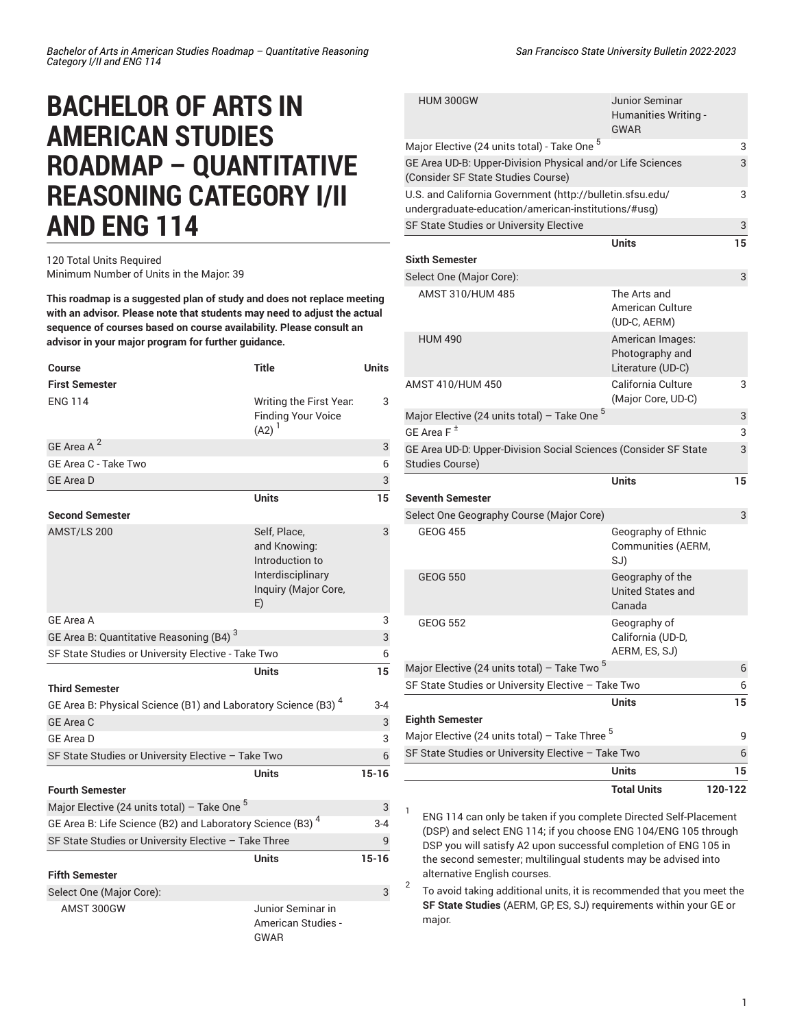# BACHELOR OF ARTS IN AMERICAN STUDIES ROADMAP – QUANTITATIVE REASONING CATEGORY I/II AND ENG 114

120 Total Units Required
Minimum Number of Units in the Major: 39

**This roadmap is a suggested plan of study and does not replace meeting with an advisor. Please note that students may need to adjust the actual sequence of courses based on course availability. Please consult an advisor in your major program for further guidance.**

| Course | Title | Units |
|---|---|---|
| **First Semester** | | |
| ENG 114 | Writing the First Year: Finding Your Voice (A2) [1] | 3 |
| GE Area A [2] | | 3 |
| GE Area C - Take Two | | 6 |
| GE Area D | | 3 |
| | **Units** | **15** |
| **Second Semester** | | |
| AMST/LS 200 | Self, Place, and Knowing: Introduction to Interdisciplinary Inquiry (Major Core, E) | 3 |
| GE Area A | | 3 |
| GE Area B: Quantitative Reasoning (B4) [3] | | 3 |
| SF State Studies or University Elective - Take Two | | 6 |
| | **Units** | **15** |
| **Third Semester** | | |
| GE Area B: Physical Science (B1) and Laboratory Science (B3) [4] | | 3-4 |
| GE Area C | | 3 |
| GE Area D | | 3 |
| SF State Studies or University Elective – Take Two | | 6 |
| | **Units** | **15-16** |
| **Fourth Semester** | | |
| Major Elective (24 units total) – Take One [5] | | 3 |
| GE Area B: Life Science (B2) and Laboratory Science (B3) [4] | | 3-4 |
| SF State Studies or University Elective – Take Three | | 9 |
| | **Units** | **15-16** |
| **Fifth Semester** | | |
| Select One (Major Core): | | 3 |
| AMST 300GW | Junior Seminar in American Studies - GWAR | |
| HUM 300GW | Junior Seminar Humanities Writing - GWAR | |
| Major Elective (24 units total) - Take One [5] | | 3 |
| GE Area UD-B: Upper-Division Physical and/or Life Sciences (Consider SF State Studies Course) | | 3 |
| U.S. and California Government (http://bulletin.sfsu.edu/undergraduate-education/american-institutions/#usg) | | 3 |
| SF State Studies or University Elective | | 3 |
| | **Units** | **15** |
| **Sixth Semester** | | |
| Select One (Major Core): | | 3 |
| AMST 310/HUM 485 | The Arts and American Culture (UD-C, AERM) | |
| HUM 490 | American Images: Photography and Literature (UD-C) | |
| AMST 410/HUM 450 | California Culture (Major Core, UD-C) | 3 |
| Major Elective (24 units total) – Take One [5] | | 3 |
| GE Area F ± | | 3 |
| GE Area UD-D: Upper-Division Social Sciences (Consider SF State Studies Course) | | 3 |
| | **Units** | **15** |
| **Seventh Semester** | | |
| Select One Geography Course (Major Core) | | 3 |
| GEOG 455 | Geography of Ethnic Communities (AERM, SJ) | |
| GEOG 550 | Geography of the United States and Canada | |
| GEOG 552 | Geography of California (UD-D, AERM, ES, SJ) | |
| Major Elective (24 units total) – Take Two [5] | | 6 |
| SF State Studies or University Elective – Take Two | | 6 |
| | **Units** | **15** |
| **Eighth Semester** | | |
| Major Elective (24 units total) – Take Three [5] | | 9 |
| SF State Studies or University Elective – Take Two | | 6 |
| | **Units** | **15** |
| | **Total Units** | **120-122** |

1. ENG 114 can only be taken if you complete Directed Self-Placement (DSP) and select ENG 114; if you choose ENG 104/ENG 105 through DSP you will satisfy A2 upon successful completion of ENG 105 in the second semester; multilingual students may be advised into alternative English courses.
2. To avoid taking additional units, it is recommended that you meet the **SF State Studies** (AERM, GP, ES, SJ) requirements within your GE or major.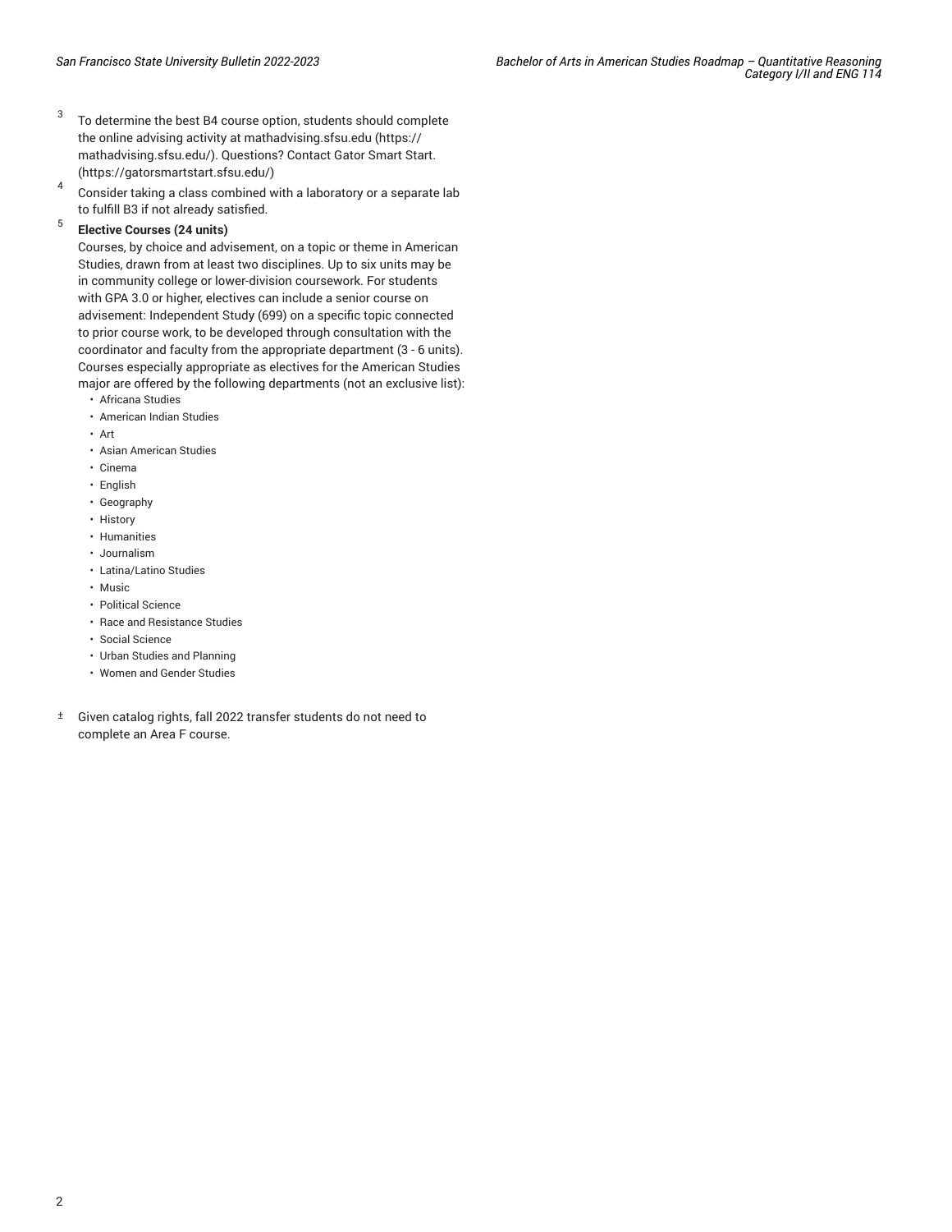[3] To determine the best B4 course option, students should complete the online advising activity at mathadvising.sfsu.edu (https://mathadvising.sfsu.edu/). Questions? Contact Gator Smart Start. (https://gatorsmartstart.sfsu.edu/)

[4] Consider taking a class combined with a laboratory or a separate lab to fulfill B3 if not already satisfied.

[5] **Elective Courses (24 units)**
Courses, by choice and advisement, on a topic or theme in American Studies, drawn from at least two disciplines. Up to six units may be in community college or lower-division coursework. For students with GPA 3.0 or higher, electives can include a senior course on advisement: Independent Study (699) on a specific topic connected to prior course work, to be developed through consultation with the coordinator and faculty from the appropriate department (3 - 6 units). Courses especially appropriate as electives for the American Studies major are offered by the following departments (not an exclusive list):

- Africana Studies
- American Indian Studies
- Art
- Asian American Studies
- Cinema
- English
- Geography
- History
- Humanities
- Journalism
- Latina/Latino Studies
- Music
- Political Science
- Race and Resistance Studies
- Social Science
- Urban Studies and Planning
- Women and Gender Studies

± Given catalog rights, fall 2022 transfer students do not need to complete an Area F course.